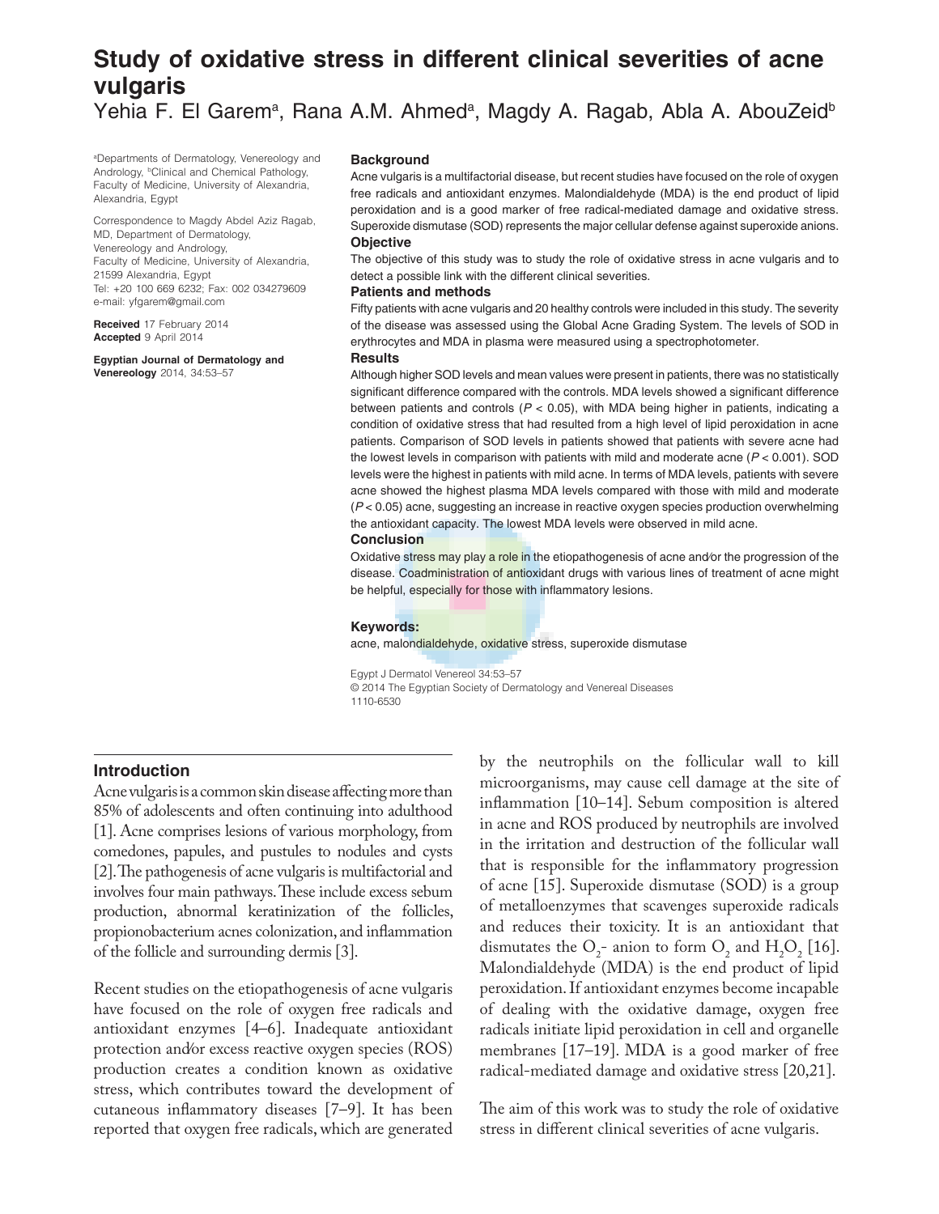# Study of oxidative stress in different clinical severities of acne vulgaris

Yehia F. El Garem[a], Rana A.M. Ahmed[a], Magdy A. Ragab, Abla A. AbouZeid[b]

[a]Departments of Dermatology, Venereology and Andrology, [b]Clinical and Chemical Pathology, Faculty of Medicine, University of Alexandria, Alexandria, Egypt

Correspondence to Magdy Abdel Aziz Ragab, MD, Department of Dermatology, Venereology and Andrology, Faculty of Medicine, University of Alexandria, 21599 Alexandria, Egypt
Tel: +20 100 669 6232; Fax: 002 034279609
e-mail: yfgarem@gmail.com

**Received** 17 February 2014
**Accepted** 9 April 2014

**Egyptian Journal of Dermatology and Venereology** 2014, 34:53–57

### Background

Acne vulgaris is a multifactorial disease, but recent studies have focused on the role of oxygen free radicals and antioxidant enzymes. Malondialdehyde (MDA) is the end product of lipid peroxidation and is a good marker of free radical-mediated damage and oxidative stress. Superoxide dismutase (SOD) represents the major cellular defense against superoxide anions.

### Objective

The objective of this study was to study the role of oxidative stress in acne vulgaris and to detect a possible link with the different clinical severities.

### Patients and methods

Fifty patients with acne vulgaris and 20 healthy controls were included in this study. The severity of the disease was assessed using the Global Acne Grading System. The levels of SOD in erythrocytes and MDA in plasma were measured using a spectrophotometer.

### Results

Although higher SOD levels and mean values were present in patients, there was no statistically significant difference compared with the controls. MDA levels showed a significant difference between patients and controls ($P < 0.05$), with MDA being higher in patients, indicating a condition of oxidative stress that had resulted from a high level of lipid peroxidation in acne patients. Comparison of SOD levels in patients showed that patients with severe acne had the lowest levels in comparison with patients with mild and moderate acne ($P < 0.001$). SOD levels were the highest in patients with mild acne. In terms of MDA levels, patients with severe acne showed the highest plasma MDA levels compared with those with mild and moderate ($P < 0.05$) acne, suggesting an increase in reactive oxygen species production overwhelming the antioxidant capacity. The lowest MDA levels were observed in mild acne.

### Conclusion

Oxidative stress may play a role in the etiopathogenesis of acne and/or the progression of the disease. Coadministration of antioxidant drugs with various lines of treatment of acne might be helpful, especially for those with inflammatory lesions.

### Keywords:

acne, malondialdehyde, oxidative stress, superoxide dismutase

Egypt J Dermatol Venereol 34:53–57
© 2014 The Egyptian Society of Dermatology and Venereal Diseases
1110-6530

## Introduction

Acne vulgaris is a common skin disease affecting more than 85% of adolescents and often continuing into adulthood [1]. Acne comprises lesions of various morphology, from comedones, papules, and pustules to nodules and cysts [2]. The pathogenesis of acne vulgaris is multifactorial and involves four main pathways. These include excess sebum production, abnormal keratinization of the follicles, propionobacterium acnes colonization, and inflammation of the follicle and surrounding dermis [3].

Recent studies on the etiopathogenesis of acne vulgaris have focused on the role of oxygen free radicals and antioxidant enzymes [4–6]. Inadequate antioxidant protection and/or excess reactive oxygen species (ROS) production creates a condition known as oxidative stress, which contributes toward the development of cutaneous inflammatory diseases [7–9]. It has been reported that oxygen free radicals, which are generated by the neutrophils on the follicular wall to kill microorganisms, may cause cell damage at the site of inflammation [10–14]. Sebum composition is altered in acne and ROS produced by neutrophils are involved in the irritation and destruction of the follicular wall that is responsible for the inflammatory progression of acne [15]. Superoxide dismutase (SOD) is a group of metalloenzymes that scavenges superoxide radicals and reduces their toxicity. It is an antioxidant that dismutates the $O_2$- anion to form $O_2$ and $H_2O_2$ [16]. Malondialdehyde (MDA) is the end product of lipid peroxidation. If antioxidant enzymes become incapable of dealing with the oxidative damage, oxygen free radicals initiate lipid peroxidation in cell and organelle membranes [17–19]. MDA is a good marker of free radical-mediated damage and oxidative stress [20,21].

The aim of this work was to study the role of oxidative stress in different clinical severities of acne vulgaris.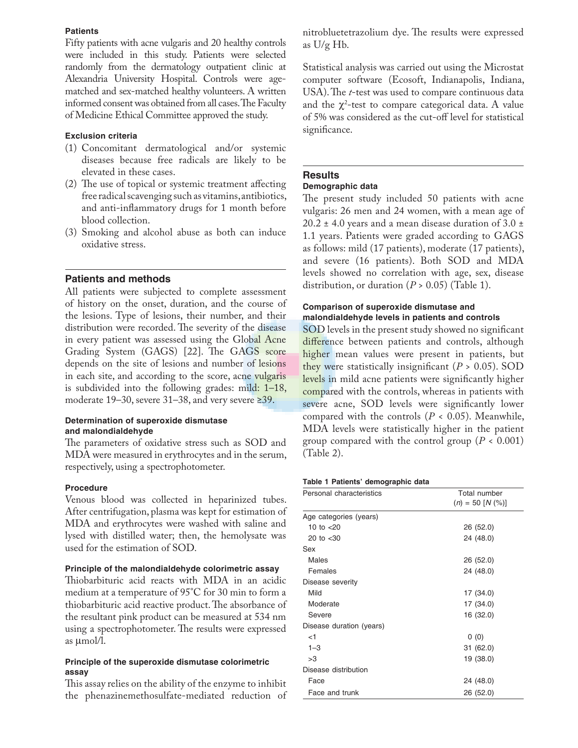### Patients

Fifty patients with acne vulgaris and 20 healthy controls were included in this study. Patients were selected randomly from the dermatology outpatient clinic at Alexandria University Hospital. Controls were age-matched and sex-matched healthy volunteers. A written informed consent was obtained from all cases. The Faculty of Medicine Ethical Committee approved the study.

### Exclusion criteria

(1) Concomitant dermatological and/or systemic diseases because free radicals are likely to be elevated in these cases.
(2) The use of topical or systemic treatment affecting free radical scavenging such as vitamins, antibiotics, and anti-inflammatory drugs for 1 month before blood collection.
(3) Smoking and alcohol abuse as both can induce oxidative stress.

## Patients and methods

All patients were subjected to complete assessment of history on the onset, duration, and the course of the lesions. Type of lesions, their number, and their distribution were recorded. The severity of the disease in every patient was assessed using the Global Acne Grading System (GAGS) [22]. The GAGS score depends on the site of lesions and number of lesions in each site, and according to the score, acne vulgaris is subdivided into the following grades: mild: 1–18, moderate 19–30, severe 31–38, and very severe ≥39.

### Determination of superoxide dismutase and malondialdehyde

The parameters of oxidative stress such as SOD and MDA were measured in erythrocytes and in the serum, respectively, using a spectrophotometer.

### Procedure

Venous blood was collected in heparinized tubes. After centrifugation, plasma was kept for estimation of MDA and erythrocytes were washed with saline and lysed with distilled water; then, the hemolysate was used for the estimation of SOD.

### Principle of the malondialdehyde colorimetric assay

Thiobarbituric acid reacts with MDA in an acidic medium at a temperature of 95°C for 30 min to form a thiobarbituric acid reactive product. The absorbance of the resultant pink product can be measured at 534 nm using a spectrophotometer. The results were expressed as μmol/l.

### Principle of the superoxide dismutase colorimetric assay

This assay relies on the ability of the enzyme to inhibit the phenazinemethosulfate-mediated reduction of nitrobluetetrazolium dye. The results were expressed as U/g Hb.

Statistical analysis was carried out using the Microstat computer software (Ecosoft, Indianapolis, Indiana, USA). The *t*-test was used to compare continuous data and the $\chi^2$-test to compare categorical data. A value of 5% was considered as the cut-off level for statistical significance.

## Results

### Demographic data

The present study included 50 patients with acne vulgaris: 26 men and 24 women, with a mean age of 20.2 ± 4.0 years and a mean disease duration of 3.0 ± 1.1 years. Patients were graded according to GAGS as follows: mild (17 patients), moderate (17 patients), and severe (16 patients). Both SOD and MDA levels showed no correlation with age, sex, disease distribution, or duration ($P > 0.05$) (Table 1).

### Comparison of superoxide dismutase and malondialdehyde levels in patients and controls

SOD levels in the present study showed no significant difference between patients and controls, although higher mean values were present in patients, but they were statistically insignificant ($P > 0.05$). SOD levels in mild acne patients were significantly higher compared with the controls, whereas in patients with severe acne, SOD levels were significantly lower compared with the controls ($P < 0.05$). Meanwhile, MDA levels were statistically higher in the patient group compared with the control group ($P < 0.001$) (Table 2).

**Table 1 Patients' demographic data**

| Personal characteristics | Total number (*n*) = 50 [*N* (%)] |
|---|---|
| Age categories (years) | |
| 10 to <20 | 26 (52.0) |
| 20 to <30 | 24 (48.0) |
| Sex | |
| Males | 26 (52.0) |
| Females | 24 (48.0) |
| Disease severity | |
| Mild | 17 (34.0) |
| Moderate | 17 (34.0) |
| Severe | 16 (32.0) |
| Disease duration (years) | |
| <1 | 0 (0) |
| 1–3 | 31 (62.0) |
| >3 | 19 (38.0) |
| Disease distribution | |
| Face | 24 (48.0) |
| Face and trunk | 26 (52.0) |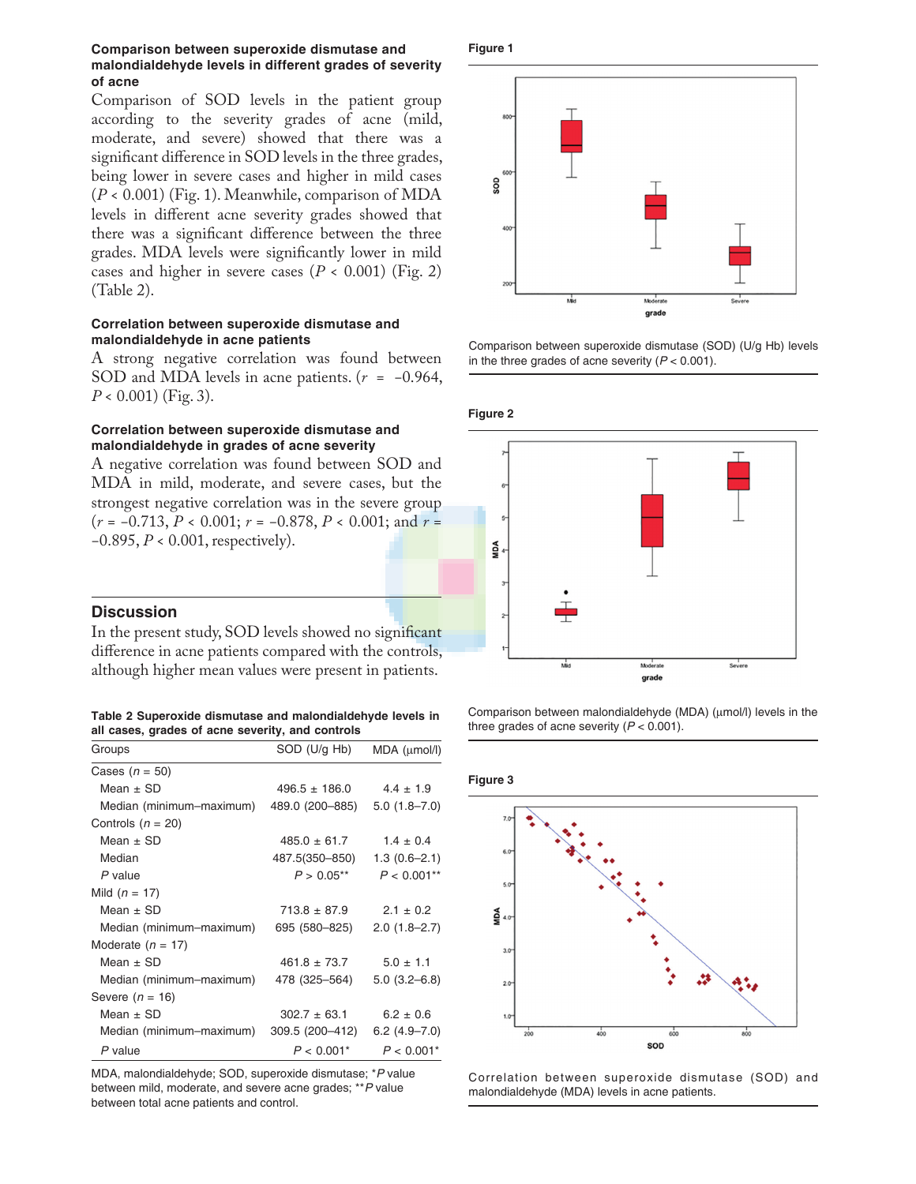### Comparison between superoxide dismutase and malondialdehyde levels in different grades of severity of acne

Comparison of SOD levels in the patient group according to the severity grades of acne (mild, moderate, and severe) showed that there was a significant difference in SOD levels in the three grades, being lower in severe cases and higher in mild cases ($P < 0.001$) (Fig. 1). Meanwhile, comparison of MDA levels in different acne severity grades showed that there was a significant difference between the three grades. MDA levels were significantly lower in mild cases and higher in severe cases ($P < 0.001$) (Fig. 2) (Table 2).

### Correlation between superoxide dismutase and malondialdehyde in acne patients

A strong negative correlation was found between SOD and MDA levels in acne patients. ($r = -0.964$, $P < 0.001$) (Fig. 3).

### Correlation between superoxide dismutase and malondialdehyde in grades of acne severity

A negative correlation was found between SOD and MDA in mild, moderate, and severe cases, but the strongest negative correlation was in the severe group ($r = -0.713$, $P < 0.001$; $r = -0.878$, $P < 0.001$; and $r = -0.895$, $P < 0.001$, respectively).

## Discussion

In the present study, SOD levels showed no significant difference in acne patients compared with the controls, although higher mean values were present in patients.

**Table 2 Superoxide dismutase and malondialdehyde levels in all cases, grades of acne severity, and controls**

| Groups | SOD (U/g Hb) | MDA (μmol/l) |
|---|---|---|
| Cases ($n$ = 50) | | |
| Mean ± SD | 496.5 ± 186.0 | 4.4 ± 1.9 |
| Median (minimum–maximum) | 489.0 (200–885) | 5.0 (1.8–7.0) |
| Controls ($n$ = 20) | | |
| Mean ± SD | 485.0 ± 61.7 | 1.4 ± 0.4 |
| Median | 487.5(350–850) | 1.3 (0.6–2.1) |
| *P* value | $P > 0.05$** | $P < 0.001$** |
| Mild ($n$ = 17) | | |
| Mean ± SD | 713.8 ± 87.9 | 2.1 ± 0.2 |
| Median (minimum–maximum) | 695 (580–825) | 2.0 (1.8–2.7) |
| Moderate ($n$ = 17) | | |
| Mean ± SD | 461.8 ± 73.7 | 5.0 ± 1.1 |
| Median (minimum–maximum) | 478 (325–564) | 5.0 (3.2–6.8) |
| Severe ($n$ = 16) | | |
| Mean ± SD | 302.7 ± 63.1 | 6.2 ± 0.6 |
| Median (minimum–maximum) | 309.5 (200–412) | 6.2 (4.9–7.0) |
| *P* value | $P < 0.001$* | $P < 0.001$* |

MDA, malondialdehyde; SOD, superoxide dismutase; **P* value between mild, moderate, and severe acne grades; ***P* value between total acne patients and control.

**Figure 1**

Comparison between superoxide dismutase (SOD) (U/g Hb) levels in the three grades of acne severity ($P < 0.001$).

**Figure 2**

Comparison between malondialdehyde (MDA) (μmol/l) levels in the three grades of acne severity ($P < 0.001$).

**Figure 3**

Correlation between superoxide dismutase (SOD) and malondialdehyde (MDA) levels in acne patients.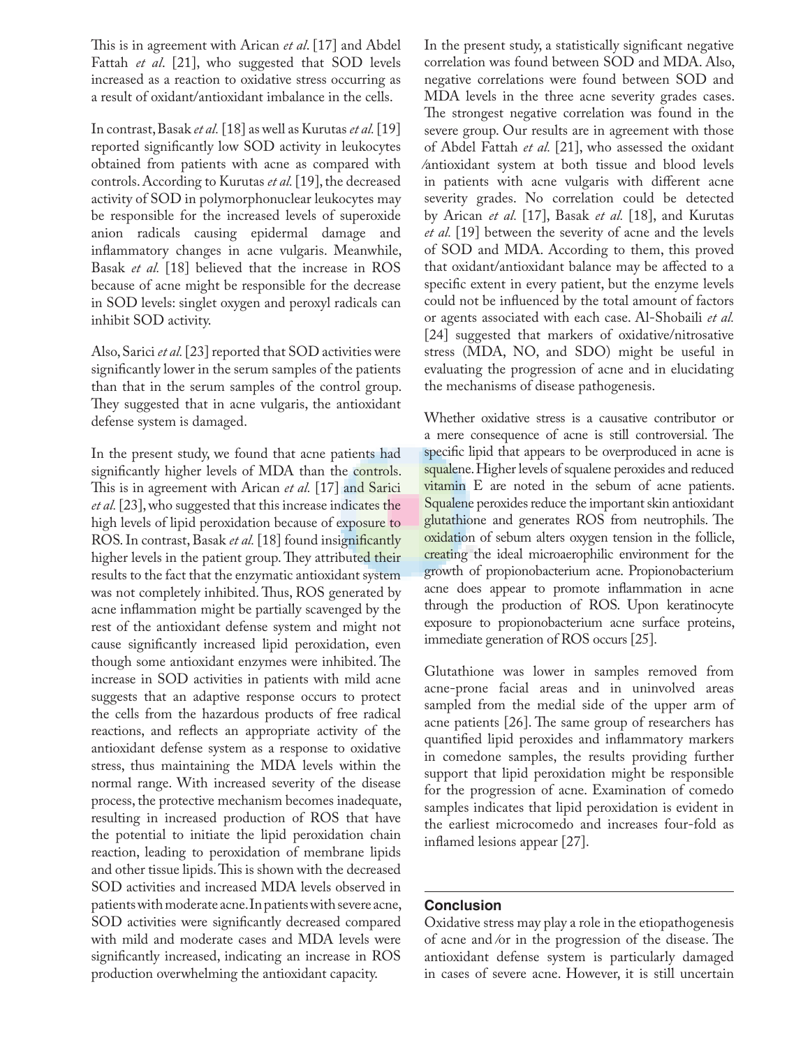This is in agreement with Arican *et al*. [17] and Abdel Fattah *et al*. [21], who suggested that SOD levels increased as a reaction to oxidative stress occurring as a result of oxidant/antioxidant imbalance in the cells.

In contrast, Basak *et al.* [18] as well as Kurutas *et al.* [19] reported significantly low SOD activity in leukocytes obtained from patients with acne as compared with controls. According to Kurutas *et al.* [19], the decreased activity of SOD in polymorphonuclear leukocytes may be responsible for the increased levels of superoxide anion radicals causing epidermal damage and inflammatory changes in acne vulgaris. Meanwhile, Basak *et al.* [18] believed that the increase in ROS because of acne might be responsible for the decrease in SOD levels: singlet oxygen and peroxyl radicals can inhibit SOD activity.

Also, Sarici *et al.* [23] reported that SOD activities were significantly lower in the serum samples of the patients than that in the serum samples of the control group. They suggested that in acne vulgaris, the antioxidant defense system is damaged.

In the present study, we found that acne patients had significantly higher levels of MDA than the controls. This is in agreement with Arican *et al.* [17] and Sarici *et al.* [23], who suggested that this increase indicates the high levels of lipid peroxidation because of exposure to ROS. In contrast, Basak *et al.* [18] found insignificantly higher levels in the patient group. They attributed their results to the fact that the enzymatic antioxidant system was not completely inhibited. Thus, ROS generated by acne inflammation might be partially scavenged by the rest of the antioxidant defense system and might not cause significantly increased lipid peroxidation, even though some antioxidant enzymes were inhibited. The increase in SOD activities in patients with mild acne suggests that an adaptive response occurs to protect the cells from the hazardous products of free radical reactions, and reflects an appropriate activity of the antioxidant defense system as a response to oxidative stress, thus maintaining the MDA levels within the normal range. With increased severity of the disease process, the protective mechanism becomes inadequate, resulting in increased production of ROS that have the potential to initiate the lipid peroxidation chain reaction, leading to peroxidation of membrane lipids and other tissue lipids. This is shown with the decreased SOD activities and increased MDA levels observed in patients with moderate acne. In patients with severe acne, SOD activities were significantly decreased compared with mild and moderate cases and MDA levels were significantly increased, indicating an increase in ROS production overwhelming the antioxidant capacity.

In the present study, a statistically significant negative correlation was found between SOD and MDA. Also, negative correlations were found between SOD and MDA levels in the three acne severity grades cases. The strongest negative correlation was found in the severe group. Our results are in agreement with those of Abdel Fattah *et al.* [21], who assessed the oxidant/antioxidant system at both tissue and blood levels in patients with acne vulgaris with different acne severity grades. No correlation could be detected by Arican *et al.* [17], Basak *et al.* [18], and Kurutas *et al.* [19] between the severity of acne and the levels of SOD and MDA. According to them, this proved that oxidant/antioxidant balance may be affected to a specific extent in every patient, but the enzyme levels could not be influenced by the total amount of factors or agents associated with each case. Al-Shobaili *et al.* [24] suggested that markers of oxidative/nitrosative stress (MDA, NO, and SDO) might be useful in evaluating the progression of acne and in elucidating the mechanisms of disease pathogenesis.

Whether oxidative stress is a causative contributor or a mere consequence of acne is still controversial. The specific lipid that appears to be overproduced in acne is squalene. Higher levels of squalene peroxides and reduced vitamin E are noted in the sebum of acne patients. Squalene peroxides reduce the important skin antioxidant glutathione and generates ROS from neutrophils. The oxidation of sebum alters oxygen tension in the follicle, creating the ideal microaerophilic environment for the growth of propionobacterium acne. Propionobacterium acne does appear to promote inflammation in acne through the production of ROS. Upon keratinocyte exposure to propionobacterium acne surface proteins, immediate generation of ROS occurs [25].

Glutathione was lower in samples removed from acne-prone facial areas and in uninvolved areas sampled from the medial side of the upper arm of acne patients [26]. The same group of researchers has quantified lipid peroxides and inflammatory markers in comedone samples, the results providing further support that lipid peroxidation might be responsible for the progression of acne. Examination of comedo samples indicates that lipid peroxidation is evident in the earliest microcomedo and increases four-fold as inflamed lesions appear [27].

## Conclusion

Oxidative stress may play a role in the etiopathogenesis of acne and/or in the progression of the disease. The antioxidant defense system is particularly damaged in cases of severe acne. However, it is still uncertain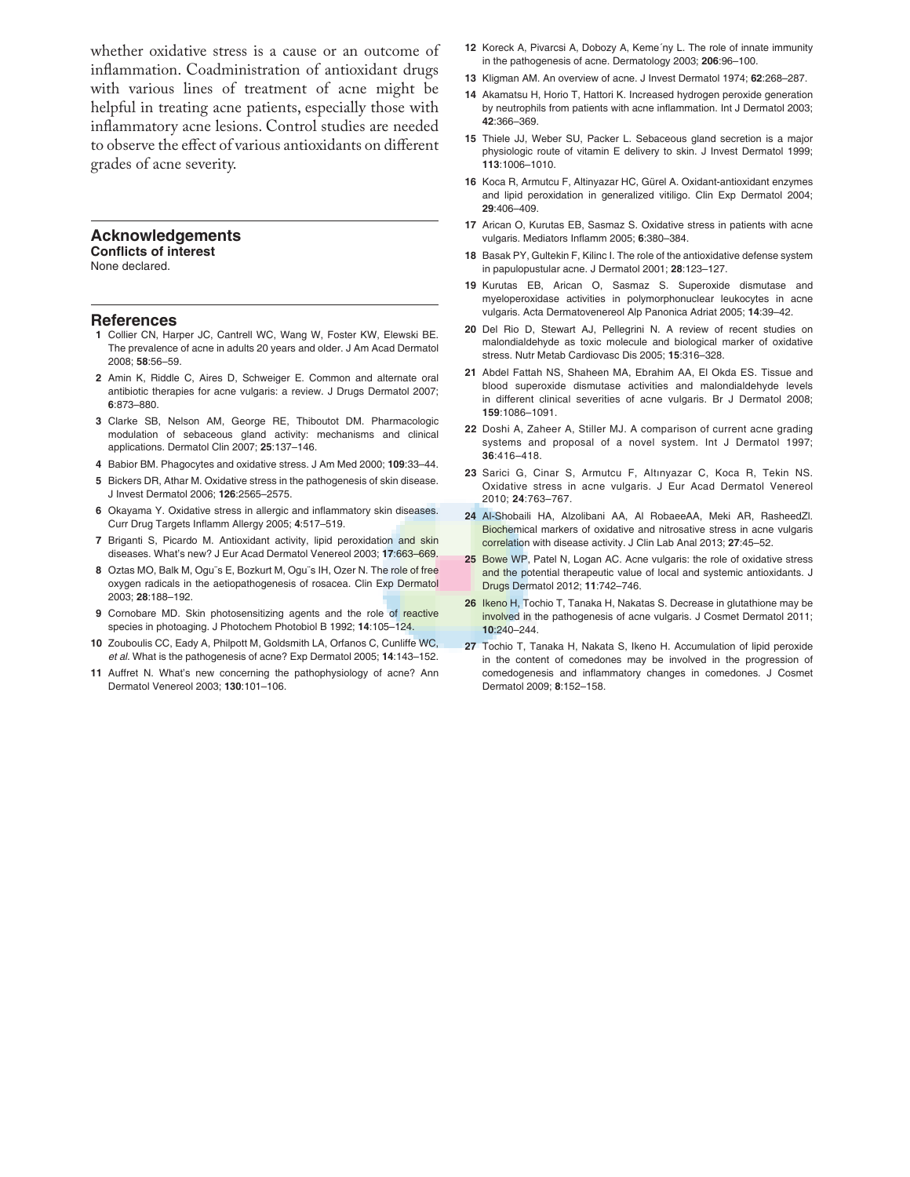whether oxidative stress is a cause or an outcome of inflammation. Coadministration of antioxidant drugs with various lines of treatment of acne might be helpful in treating acne patients, especially those with inflammatory acne lesions. Control studies are needed to observe the effect of various antioxidants on different grades of acne severity.

## Acknowledgements

**Conflicts of interest**

None declared.

## References

1. Collier CN, Harper JC, Cantrell WC, Wang W, Foster KW, Elewski BE. The prevalence of acne in adults 20 years and older. J Am Acad Dermatol 2008; **58**:56–59.
2. Amin K, Riddle C, Aires D, Schweiger E. Common and alternate oral antibiotic therapies for acne vulgaris: a review. J Drugs Dermatol 2007; **6**:873–880.
3. Clarke SB, Nelson AM, George RE, Thiboutot DM. Pharmacologic modulation of sebaceous gland activity: mechanisms and clinical applications. Dermatol Clin 2007; **25**:137–146.
4. Babior BM. Phagocytes and oxidative stress. J Am Med 2000; **109**:33–44.
5. Bickers DR, Athar M. Oxidative stress in the pathogenesis of skin disease. J Invest Dermatol 2006; **126**:2565–2575.
6. Okayama Y. Oxidative stress in allergic and inflammatory skin diseases. Curr Drug Targets Inflamm Allergy 2005; **4**:517–519.
7. Briganti S, Picardo M. Antioxidant activity, lipid peroxidation and skin diseases. What's new? J Eur Acad Dermatol Venereol 2003; **17**:663–669.
8. Oztas MO, Balk M, Ogu¨s E, Bozkurt M, Ogu¨s IH, Ozer N. The role of free oxygen radicals in the aetiopathogenesis of rosacea. Clin Exp Dermatol 2003; **28**:188–192.
9. Cornobare MD. Skin photosensitizing agents and the role of reactive species in photoaging. J Photochem Photobiol B 1992; **14**:105–124.
10. Zouboulis CC, Eady A, Philpott M, Goldsmith LA, Orfanos C, Cunliffe WC, *et al.* What is the pathogenesis of acne? Exp Dermatol 2005; **14**:143–152.
11. Auffret N. What's new concerning the pathophysiology of acne? Ann Dermatol Venereol 2003; **130**:101–106.
12. Koreck A, Pivarcsi A, Dobozy A, Keme´ny L. The role of innate immunity in the pathogenesis of acne. Dermatology 2003; **206**:96–100.
13. Kligman AM. An overview of acne. J Invest Dermatol 1974; **62**:268–287.
14. Akamatsu H, Horio T, Hattori K. Increased hydrogen peroxide generation by neutrophils from patients with acne inflammation. Int J Dermatol 2003; **42**:366–369.
15. Thiele JJ, Weber SU, Packer L. Sebaceous gland secretion is a major physiologic route of vitamin E delivery to skin. J Invest Dermatol 1999; **113**:1006–1010.
16. Koca R, Armutcu F, Altinyazar HC, Gürel A. Oxidant-antioxidant enzymes and lipid peroxidation in generalized vitiligo. Clin Exp Dermatol 2004; **29**:406–409.
17. Arican O, Kurutas EB, Sasmaz S. Oxidative stress in patients with acne vulgaris. Mediators Inflamm 2005; **6**:380–384.
18. Basak PY, Gultekin F, Kilinc I. The role of the antioxidative defense system in papulopustular acne. J Dermatol 2001; **28**:123–127.
19. Kurutas EB, Arican O, Sasmaz S. Superoxide dismutase and myeloperoxidase activities in polymorphonuclear leukocytes in acne vulgaris. Acta Dermatovenereol Alp Panonica Adriat 2005; **14**:39–42.
20. Del Rio D, Stewart AJ, Pellegrini N. A review of recent studies on malondialdehyde as toxic molecule and biological marker of oxidative stress. Nutr Metab Cardiovasc Dis 2005; **15**:316–328.
21. Abdel Fattah NS, Shaheen MA, Ebrahim AA, El Okda ES. Tissue and blood superoxide dismutase activities and malondialdehyde levels in different clinical severities of acne vulgaris. Br J Dermatol 2008; **159**:1086–1091.
22. Doshi A, Zaheer A, Stiller MJ. A comparison of current acne grading systems and proposal of a novel system. Int J Dermatol 1997; **36**:416–418.
23. Sarici G, Cinar S, Armutcu F, Altınyazar C, Koca R, Tekin NS. Oxidative stress in acne vulgaris. J Eur Acad Dermatol Venereol 2010; **24**:763–767.
24. Al-Shobaili HA, Alzolibani AA, Al RobaeeAA, Meki AR, RasheedZl. Biochemical markers of oxidative and nitrosative stress in acne vulgaris correlation with disease activity. J Clin Lab Anal 2013; **27**:45–52.
25. Bowe WP, Patel N, Logan AC. Acne vulgaris: the role of oxidative stress and the potential therapeutic value of local and systemic antioxidants. J Drugs Dermatol 2012; **11**:742–746.
26. Ikeno H, Tochio T, Tanaka H, Nakatas S. Decrease in glutathione may be involved in the pathogenesis of acne vulgaris. J Cosmet Dermatol 2011; **10**:240–244.
27. Tochio T, Tanaka H, Nakata S, Ikeno H. Accumulation of lipid peroxide in the content of comedones may be involved in the progression of comedogenesis and inflammatory changes in comedones. J Cosmet Dermatol 2009; **8**:152–158.